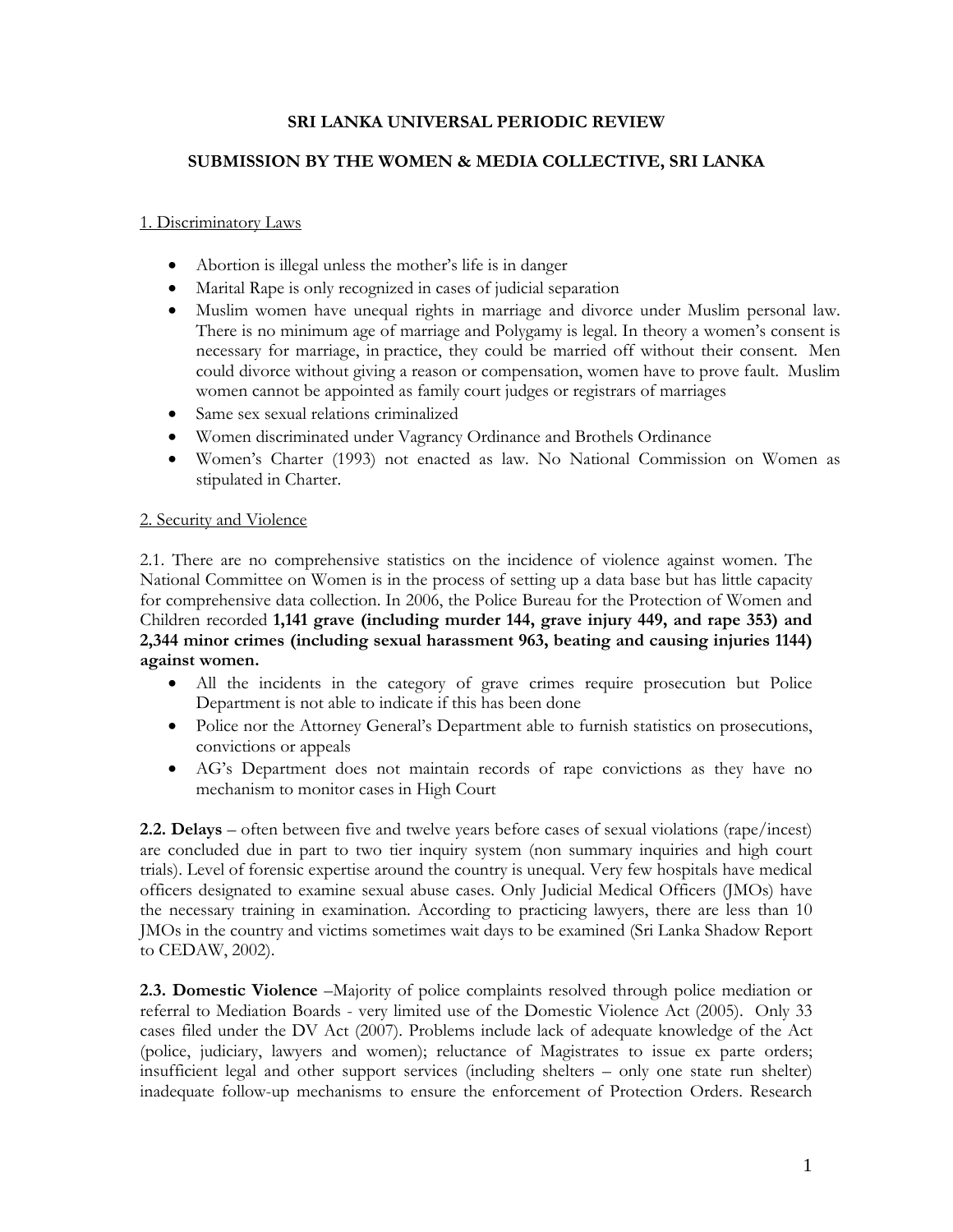**SRI LANKA UNIVERSAL PERIODIC REVIEW**

**SUBMISSION BY THE WOMEN & MEDIA COLLECTIVE, SRI LANKA**

1. Discriminatory Laws

- Abortion is illegal unless the mother's life is in danger
- Marital Rape is only recognized in cases of judicial separation
- Muslim women have unequal rights in marriage and divorce under Muslim personal law. There is no minimum age of marriage and Polygamy is legal. In theory a women's consent is necessary for marriage, in practice, they could be married off without their consent. Men could divorce without giving a reason or compensation, women have to prove fault. Muslim women cannot be appointed as family court judges or registrars of marriages
- Same sex sexual relations criminalized
- Women discriminated under Vagrancy Ordinance and Brothels Ordinance
- Women's Charter (1993) not enacted as law. No National Commission on Women as stipulated in Charter.

2. Security and Violence

2.1. There are no comprehensive statistics on the incidence of violence against women. The National Committee on Women is in the process of setting up a data base but has little capacity for comprehensive data collection. In 2006, the Police Bureau for the Protection of Women and Children recorded **1,141 grave (including murder 144, grave injury 449, and rape 353) and 2,344 minor crimes (including sexual harassment 963, beating and causing injuries 1144) against women.**

- All the incidents in the category of grave crimes require prosecution but Police Department is not able to indicate if this has been done
- Police nor the Attorney General's Department able to furnish statistics on prosecutions, convictions or appeals
- AG's Department does not maintain records of rape convictions as they have no mechanism to monitor cases in High Court

**2.2. Delays** – often between five and twelve years before cases of sexual violations (rape/incest) are concluded due in part to two tier inquiry system (non summary inquiries and high court trials). Level of forensic expertise around the country is unequal. Very few hospitals have medical officers designated to examine sexual abuse cases. Only Judicial Medical Officers (JMOs) have the necessary training in examination. According to practicing lawyers, there are less than 10 JMOs in the country and victims sometimes wait days to be examined (Sri Lanka Shadow Report to CEDAW, 2002).

**2.3. Domestic Violence** –Majority of police complaints resolved through police mediation or referral to Mediation Boards - very limited use of the Domestic Violence Act (2005). Only 33 cases filed under the DV Act (2007). Problems include lack of adequate knowledge of the Act (police, judiciary, lawyers and women); reluctance of Magistrates to issue ex parte orders; insufficient legal and other support services (including shelters – only one state run shelter) inadequate follow-up mechanisms to ensure the enforcement of Protection Orders. Research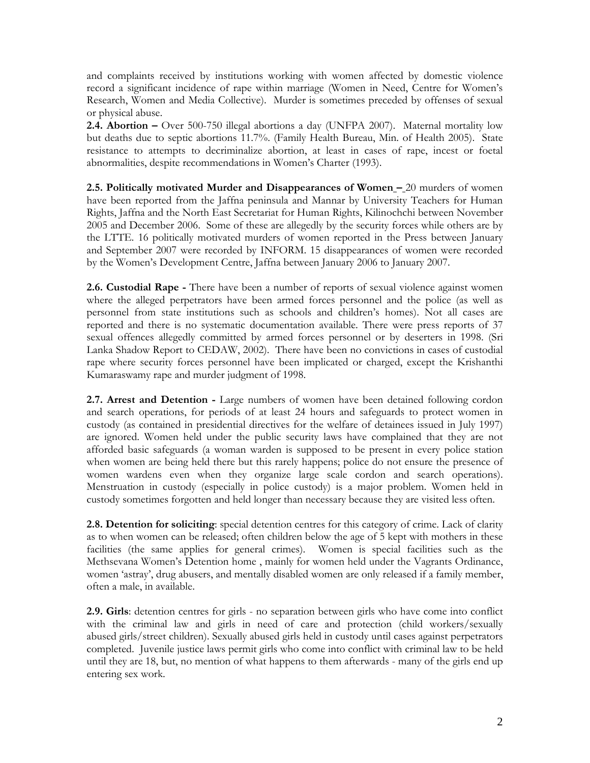and complaints received by institutions working with women affected by domestic violence record a significant incidence of rape within marriage (Women in Need, Centre for Women's Research, Women and Media Collective). Murder is sometimes preceded by offenses of sexual or physical abuse.

**2.4. Abortion –** Over 500-750 illegal abortions a day (UNFPA 2007). Maternal mortality low but deaths due to septic abortions 11.7%. (Family Health Bureau, Min. of Health 2005). State resistance to attempts to decriminalize abortion, at least in cases of rape, incest or foetal abnormalities, despite recommendations in Women's Charter (1993).

**2.5. Politically motivated Murder and Disappearances of Women –** 20 murders of women have been reported from the Jaffna peninsula and Mannar by University Teachers for Human Rights, Jaffna and the North East Secretariat for Human Rights, Kilinochchi between November 2005 and December 2006. Some of these are allegedly by the security forces while others are by the LTTE. 16 politically motivated murders of women reported in the Press between January and September 2007 were recorded by INFORM. 15 disappearances of women were recorded by the Women's Development Centre, Jaffna between January 2006 to January 2007.

**2.6. Custodial Rape -** There have been a number of reports of sexual violence against women where the alleged perpetrators have been armed forces personnel and the police (as well as personnel from state institutions such as schools and children's homes). Not all cases are reported and there is no systematic documentation available. There were press reports of 37 sexual offences allegedly committed by armed forces personnel or by deserters in 1998. (Sri Lanka Shadow Report to CEDAW, 2002). There have been no convictions in cases of custodial rape where security forces personnel have been implicated or charged, except the Krishanthi Kumaraswamy rape and murder judgment of 1998.

**2.7. Arrest and Detention -** Large numbers of women have been detained following cordon and search operations, for periods of at least 24 hours and safeguards to protect women in custody (as contained in presidential directives for the welfare of detainees issued in July 1997) are ignored. Women held under the public security laws have complained that they are not afforded basic safeguards (a woman warden is supposed to be present in every police station when women are being held there but this rarely happens; police do not ensure the presence of women wardens even when they organize large scale cordon and search operations). Menstruation in custody (especially in police custody) is a major problem. Women held in custody sometimes forgotten and held longer than necessary because they are visited less often.

**2.8. Detention for soliciting**: special detention centres for this category of crime. Lack of clarity as to when women can be released; often children below the age of 5 kept with mothers in these facilities (the same applies for general crimes). Women is special facilities such as the Methsevana Women's Detention home , mainly for women held under the Vagrants Ordinance, women 'astray', drug abusers, and mentally disabled women are only released if a family member, often a male, in available.

**2.9. Girls**: detention centres for girls - no separation between girls who have come into conflict with the criminal law and girls in need of care and protection (child workers/sexually abused girls/street children). Sexually abused girls held in custody until cases against perpetrators completed. Juvenile justice laws permit girls who come into conflict with criminal law to be held until they are 18, but, no mention of what happens to them afterwards - many of the girls end up entering sex work.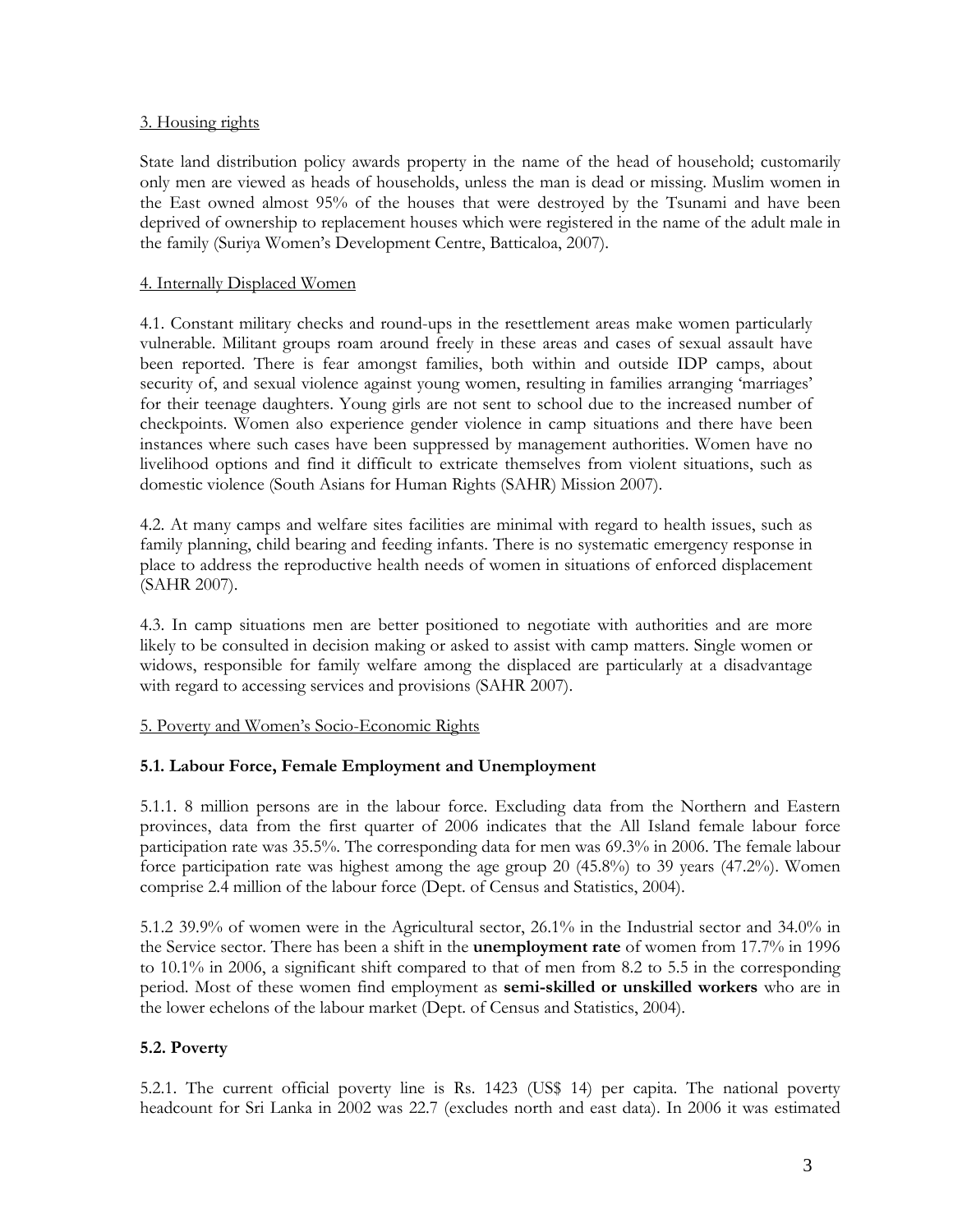## 3. Housing rights

State land distribution policy awards property in the name of the head of household; customarily only men are viewed as heads of households, unless the man is dead or missing. Muslim women in the East owned almost 95% of the houses that were destroyed by the Tsunami and have been deprived of ownership to replacement houses which were registered in the name of the adult male in the family (Suriya Women's Development Centre, Batticaloa, 2007).

## 4. Internally Displaced Women

4.1. Constant military checks and round-ups in the resettlement areas make women particularly vulnerable. Militant groups roam around freely in these areas and cases of sexual assault have been reported. There is fear amongst families, both within and outside IDP camps, about security of, and sexual violence against young women, resulting in families arranging 'marriages' for their teenage daughters. Young girls are not sent to school due to the increased number of checkpoints. Women also experience gender violence in camp situations and there have been instances where such cases have been suppressed by management authorities. Women have no livelihood options and find it difficult to extricate themselves from violent situations, such as domestic violence (South Asians for Human Rights (SAHR) Mission 2007).

4.2. At many camps and welfare sites facilities are minimal with regard to health issues, such as family planning, child bearing and feeding infants. There is no systematic emergency response in place to address the reproductive health needs of women in situations of enforced displacement (SAHR 2007).

4.3. In camp situations men are better positioned to negotiate with authorities and are more likely to be consulted in decision making or asked to assist with camp matters. Single women or widows, responsible for family welfare among the displaced are particularly at a disadvantage with regard to accessing services and provisions (SAHR 2007).

## 5. Poverty and Women's Socio-Economic Rights

### 5.1. Labour Force, Female Employment and Unemployment

5.1.1. 8 million persons are in the labour force. Excluding data from the Northern and Eastern provinces, data from the first quarter of 2006 indicates that the All Island female labour force participation rate was 35.5%. The corresponding data for men was 69.3% in 2006. The female labour force participation rate was highest among the age group 20 (45.8%) to 39 years (47.2%). Women comprise 2.4 million of the labour force (Dept. of Census and Statistics, 2004).

5.1.2 39.9% of women were in the Agricultural sector, 26.1% in the Industrial sector and 34.0% in the Service sector. There has been a shift in the **unemployment rate** of women from 17.7% in 1996 to 10.1% in 2006, a significant shift compared to that of men from 8.2 to 5.5 in the corresponding period. Most of these women find employment as **semi-skilled or unskilled workers** who are in the lower echelons of the labour market (Dept. of Census and Statistics, 2004).

### 5.2. Poverty

5.2.1. The current official poverty line is Rs. 1423 (US$ 14) per capita. The national poverty headcount for Sri Lanka in 2002 was 22.7 (excludes north and east data). In 2006 it was estimated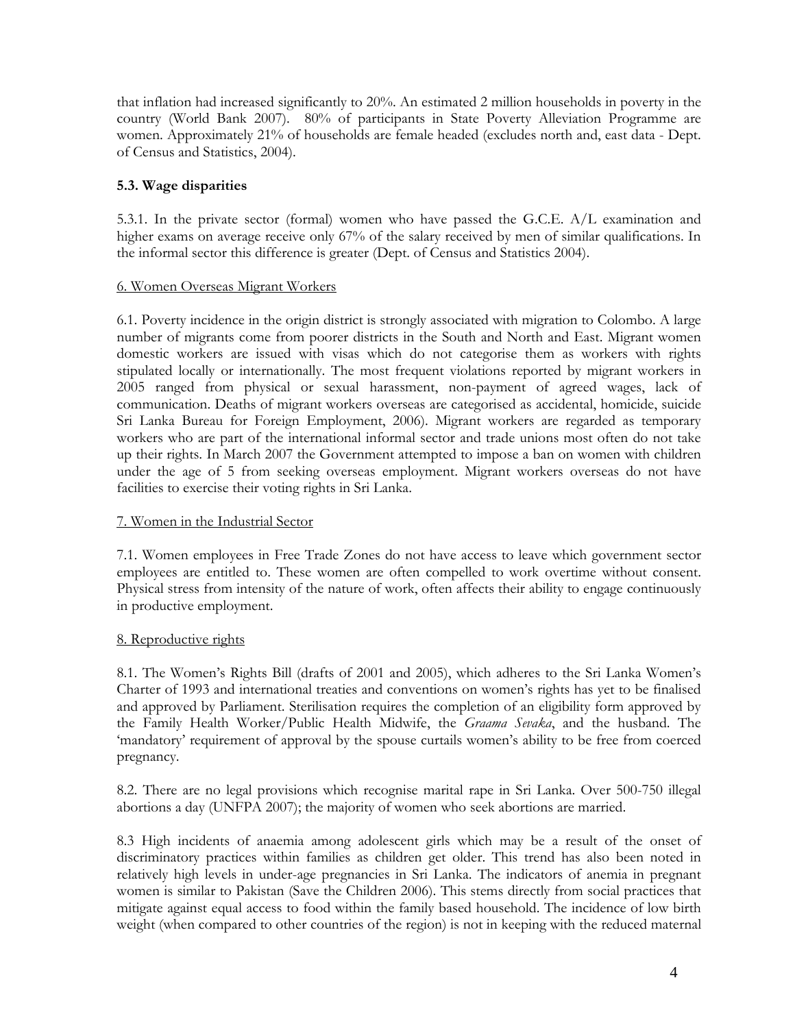that inflation had increased significantly to 20%. An estimated 2 million households in poverty in the country (World Bank 2007). 80% of participants in State Poverty Alleviation Programme are women. Approximately 21% of households are female headed (excludes north and, east data - Dept. of Census and Statistics, 2004).

### 5.3. Wage disparities

5.3.1. In the private sector (formal) women who have passed the G.C.E. A/L examination and higher exams on average receive only 67% of the salary received by men of similar qualifications. In the informal sector this difference is greater (Dept. of Census and Statistics 2004).

## 6. Women Overseas Migrant Workers

6.1. Poverty incidence in the origin district is strongly associated with migration to Colombo. A large number of migrants come from poorer districts in the South and North and East. Migrant women domestic workers are issued with visas which do not categorise them as workers with rights stipulated locally or internationally. The most frequent violations reported by migrant workers in 2005 ranged from physical or sexual harassment, non-payment of agreed wages, lack of communication. Deaths of migrant workers overseas are categorised as accidental, homicide, suicide Sri Lanka Bureau for Foreign Employment, 2006). Migrant workers are regarded as temporary workers who are part of the international informal sector and trade unions most often do not take up their rights. In March 2007 the Government attempted to impose a ban on women with children under the age of 5 from seeking overseas employment. Migrant workers overseas do not have facilities to exercise their voting rights in Sri Lanka.

## 7. Women in the Industrial Sector

7.1. Women employees in Free Trade Zones do not have access to leave which government sector employees are entitled to. These women are often compelled to work overtime without consent. Physical stress from intensity of the nature of work, often affects their ability to engage continuously in productive employment.

## 8. Reproductive rights

8.1. The Women's Rights Bill (drafts of 2001 and 2005), which adheres to the Sri Lanka Women's Charter of 1993 and international treaties and conventions on women's rights has yet to be finalised and approved by Parliament. Sterilisation requires the completion of an eligibility form approved by the Family Health Worker/Public Health Midwife, the *Graama Sevaka*, and the husband. The 'mandatory' requirement of approval by the spouse curtails women's ability to be free from coerced pregnancy.

8.2. There are no legal provisions which recognise marital rape in Sri Lanka. Over 500-750 illegal abortions a day (UNFPA 2007); the majority of women who seek abortions are married.

8.3 High incidents of anaemia among adolescent girls which may be a result of the onset of discriminatory practices within families as children get older. This trend has also been noted in relatively high levels in under-age pregnancies in Sri Lanka. The indicators of anemia in pregnant women is similar to Pakistan (Save the Children 2006). This stems directly from social practices that mitigate against equal access to food within the family based household. The incidence of low birth weight (when compared to other countries of the region) is not in keeping with the reduced maternal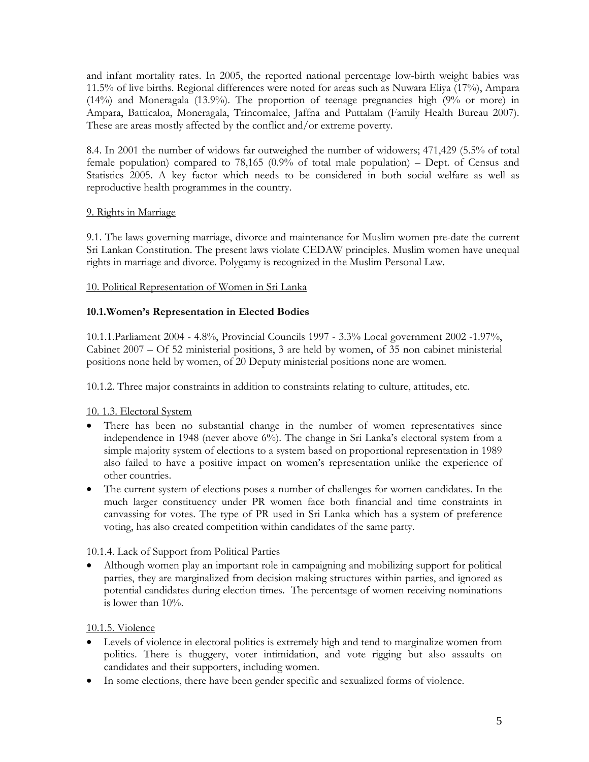and infant mortality rates. In 2005, the reported national percentage low-birth weight babies was 11.5% of live births. Regional differences were noted for areas such as Nuwara Eliya (17%), Ampara (14%) and Moneragala (13.9%). The proportion of teenage pregnancies high (9% or more) in Ampara, Batticaloa, Moneragala, Trincomalee, Jaffna and Puttalam (Family Health Bureau 2007). These are areas mostly affected by the conflict and/or extreme poverty.

8.4. In 2001 the number of widows far outweighed the number of widowers; 471,429 (5.5% of total female population) compared to 78,165 (0.9% of total male population) – Dept. of Census and Statistics 2005. A key factor which needs to be considered in both social welfare as well as reproductive health programmes in the country.

## 9. Rights in Marriage

9.1. The laws governing marriage, divorce and maintenance for Muslim women pre-date the current Sri Lankan Constitution. The present laws violate CEDAW principles. Muslim women have unequal rights in marriage and divorce. Polygamy is recognized in the Muslim Personal Law.

## 10. Political Representation of Women in Sri Lanka

### 10.1.Women's Representation in Elected Bodies

10.1.1.Parliament 2004 - 4.8%, Provincial Councils 1997 - 3.3% Local government 2002 -1.97%, Cabinet 2007 – Of 52 ministerial positions, 3 are held by women, of 35 non cabinet ministerial positions none held by women, of 20 Deputy ministerial positions none are women.

10.1.2. Three major constraints in addition to constraints relating to culture, attitudes, etc.

#### 10. 1.3. Electoral System

- There has been no substantial change in the number of women representatives since independence in 1948 (never above 6%). The change in Sri Lanka's electoral system from a simple majority system of elections to a system based on proportional representation in 1989 also failed to have a positive impact on women's representation unlike the experience of other countries.
- The current system of elections poses a number of challenges for women candidates. In the much larger constituency under PR women face both financial and time constraints in canvassing for votes. The type of PR used in Sri Lanka which has a system of preference voting, has also created competition within candidates of the same party.

#### 10.1.4. Lack of Support from Political Parties

- Although women play an important role in campaigning and mobilizing support for political parties, they are marginalized from decision making structures within parties, and ignored as potential candidates during election times. The percentage of women receiving nominations is lower than 10%.

#### 10.1.5. Violence

- Levels of violence in electoral politics is extremely high and tend to marginalize women from politics. There is thuggery, voter intimidation, and vote rigging but also assaults on candidates and their supporters, including women.
- In some elections, there have been gender specific and sexualized forms of violence.